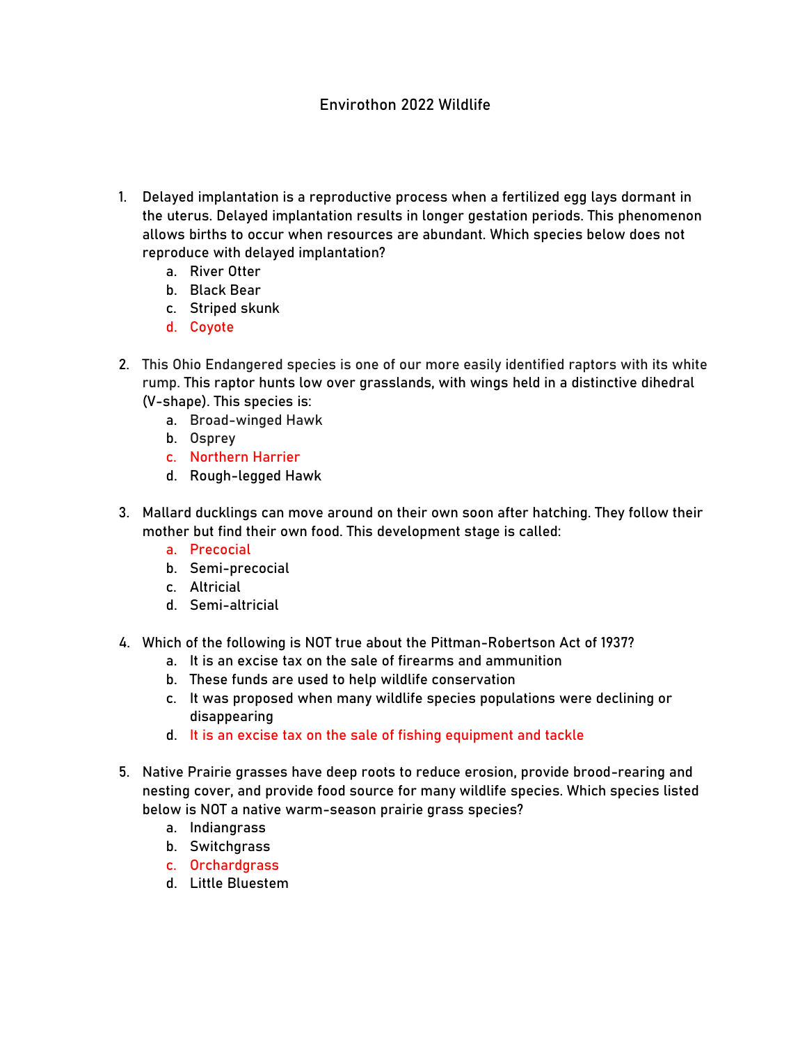# Envirothon 2022 Wildlife

1. Delayed implantation is a reproductive process when a fertilized egg lays dormant in the uterus. Delayed implantation results in longer gestation periods. This phenomenon allows births to occur when resources are abundant. Which species below does not reproduce with delayed implantation?
    a. River Otter
    b. Black Bear
    c. Striped skunk
    d. Coyote

2. This Ohio Endangered species is one of our more easily identified raptors with its white rump. This raptor hunts low over grasslands, with wings held in a distinctive dihedral (V-shape). This species is:
    a. Broad-winged Hawk
    b. Osprey
    c. Northern Harrier
    d. Rough-legged Hawk

3. Mallard ducklings can move around on their own soon after hatching. They follow their mother but find their own food. This development stage is called:
    a. Precocial
    b. Semi-precocial
    c. Altricial
    d. Semi-altricial

4. Which of the following is NOT true about the Pittman-Robertson Act of 1937?
    a. It is an excise tax on the sale of firearms and ammunition
    b. These funds are used to help wildlife conservation
    c. It was proposed when many wildlife species populations were declining or disappearing
    d. It is an excise tax on the sale of fishing equipment and tackle

5. Native Prairie grasses have deep roots to reduce erosion, provide brood-rearing and nesting cover, and provide food source for many wildlife species. Which species listed below is NOT a native warm-season prairie grass species?
    a. Indiangrass
    b. Switchgrass
    c. Orchardgrass
    d. Little Bluestem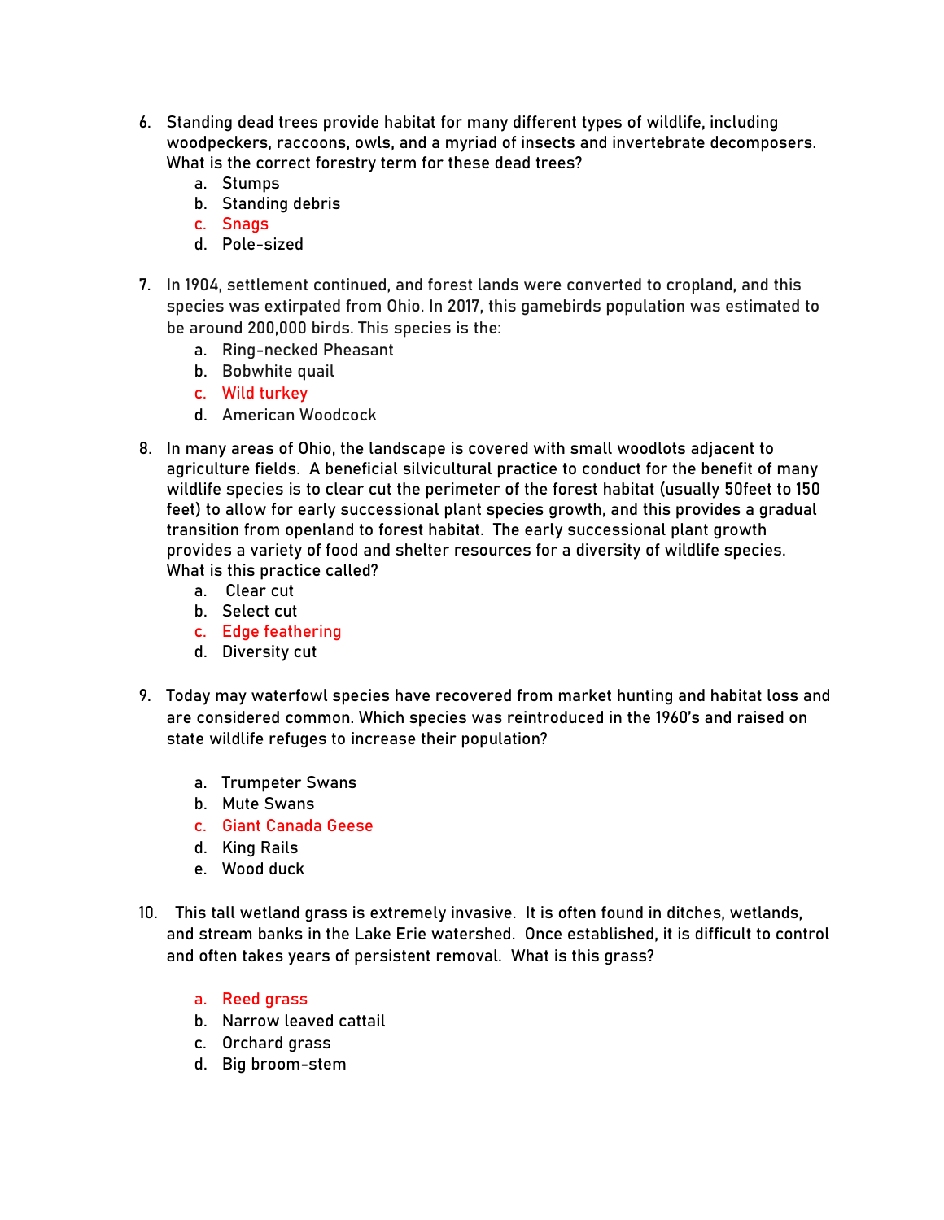6. Standing dead trees provide habitat for many different types of wildlife, including woodpeckers, raccoons, owls, and a myriad of insects and invertebrate decomposers. What is the correct forestry term for these dead trees?
    a. Stumps
    b. Standing debris
    c. Snags
    d. Pole-sized

7. In 1904, settlement continued, and forest lands were converted to cropland, and this species was extirpated from Ohio. In 2017, this gamebirds population was estimated to be around 200,000 birds. This species is the:
    a. Ring-necked Pheasant
    b. Bobwhite quail
    c. Wild turkey
    d. American Woodcock

8. In many areas of Ohio, the landscape is covered with small woodlots adjacent to agriculture fields. A beneficial silvicultural practice to conduct for the benefit of many wildlife species is to clear cut the perimeter of the forest habitat (usually 50feet to 150 feet) to allow for early successional plant species growth, and this provides a gradual transition from openland to forest habitat. The early successional plant growth provides a variety of food and shelter resources for a diversity of wildlife species. What is this practice called?
    a. Clear cut
    b. Select cut
    c. Edge feathering
    d. Diversity cut

9. Today may waterfowl species have recovered from market hunting and habitat loss and are considered common. Which species was reintroduced in the 1960's and raised on state wildlife refuges to increase their population?
    a. Trumpeter Swans
    b. Mute Swans
    c. Giant Canada Geese
    d. King Rails
    e. Wood duck

10. This tall wetland grass is extremely invasive. It is often found in ditches, wetlands, and stream banks in the Lake Erie watershed. Once established, it is difficult to control and often takes years of persistent removal. What is this grass?
    a. Reed grass
    b. Narrow leaved cattail
    c. Orchard grass
    d. Big broom-stem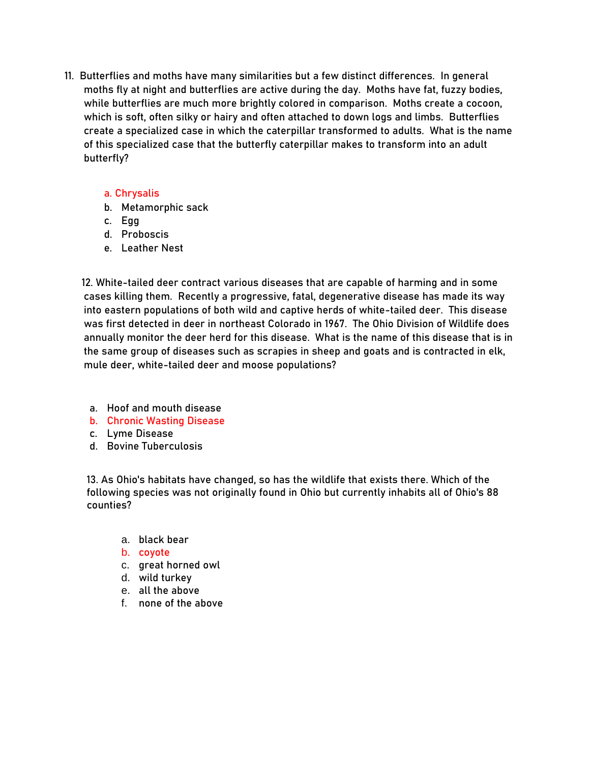11. Butterflies and moths have many similarities but a few distinct differences. In general moths fly at night and butterflies are active during the day. Moths have fat, fuzzy bodies, while butterflies are much more brightly colored in comparison. Moths create a cocoon, which is soft, often silky or hairy and often attached to down logs and limbs. Butterflies create a specialized case in which the caterpillar transformed to adults. What is the name of this specialized case that the butterfly caterpillar makes to transform into an adult butterfly?

    a. Chrysalis
    b. Metamorphic sack
    c. Egg
    d. Proboscis
    e. Leather Nest

12. White-tailed deer contract various diseases that are capable of harming and in some cases killing them. Recently a progressive, fatal, degenerative disease has made its way into eastern populations of both wild and captive herds of white-tailed deer. This disease was first detected in deer in northeast Colorado in 1967. The Ohio Division of Wildlife does annually monitor the deer herd for this disease. What is the name of this disease that is in the same group of diseases such as scrapies in sheep and goats and is contracted in elk, mule deer, white-tailed deer and moose populations?

    a. Hoof and mouth disease
    b. Chronic Wasting Disease
    c. Lyme Disease
    d. Bovine Tuberculosis

13. As Ohio's habitats have changed, so has the wildlife that exists there. Which of the following species was not originally found in Ohio but currently inhabits all of Ohio's 88 counties?

    a. black bear
    b. coyote
    c. great horned owl
    d. wild turkey
    e. all the above
    f. none of the above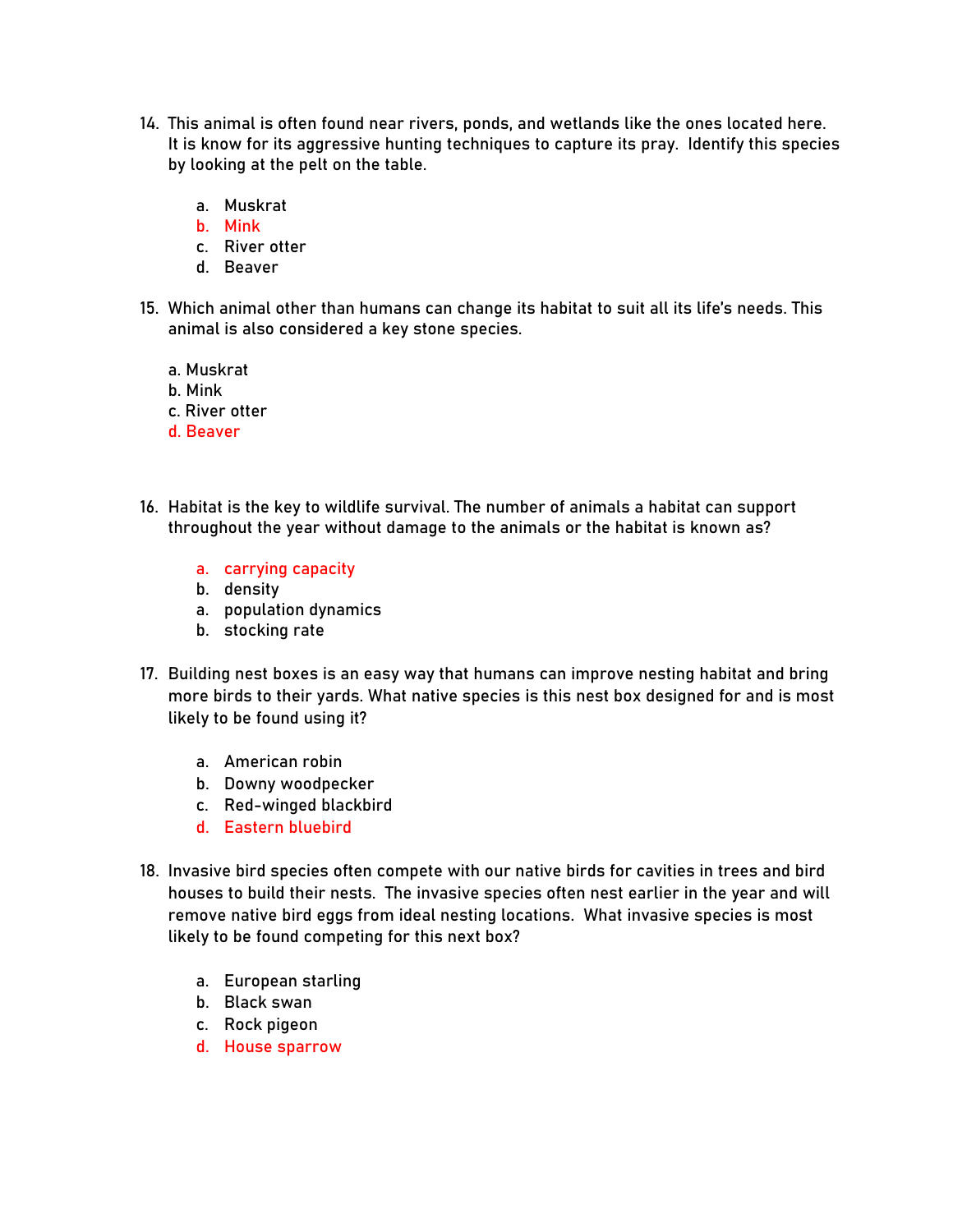14. This animal is often found near rivers, ponds, and wetlands like the ones located here. It is know for its aggressive hunting techniques to capture its pray. Identify this species by looking at the pelt on the table.

    a. Muskrat
    b. Mink
    c. River otter
    d. Beaver

15. Which animal other than humans can change its habitat to suit all its life's needs. This animal is also considered a key stone species.

    a. Muskrat
    b. Mink
    c. River otter
    d. Beaver

16. Habitat is the key to wildlife survival. The number of animals a habitat can support throughout the year without damage to the animals or the habitat is known as?

    a. carrying capacity
    b. density
    a. population dynamics
    b. stocking rate

17. Building nest boxes is an easy way that humans can improve nesting habitat and bring more birds to their yards. What native species is this nest box designed for and is most likely to be found using it?

    a. American robin
    b. Downy woodpecker
    c. Red-winged blackbird
    d. Eastern bluebird

18. Invasive bird species often compete with our native birds for cavities in trees and bird houses to build their nests. The invasive species often nest earlier in the year and will remove native bird eggs from ideal nesting locations. What invasive species is most likely to be found competing for this next box?

    a. European starling
    b. Black swan
    c. Rock pigeon
    d. House sparrow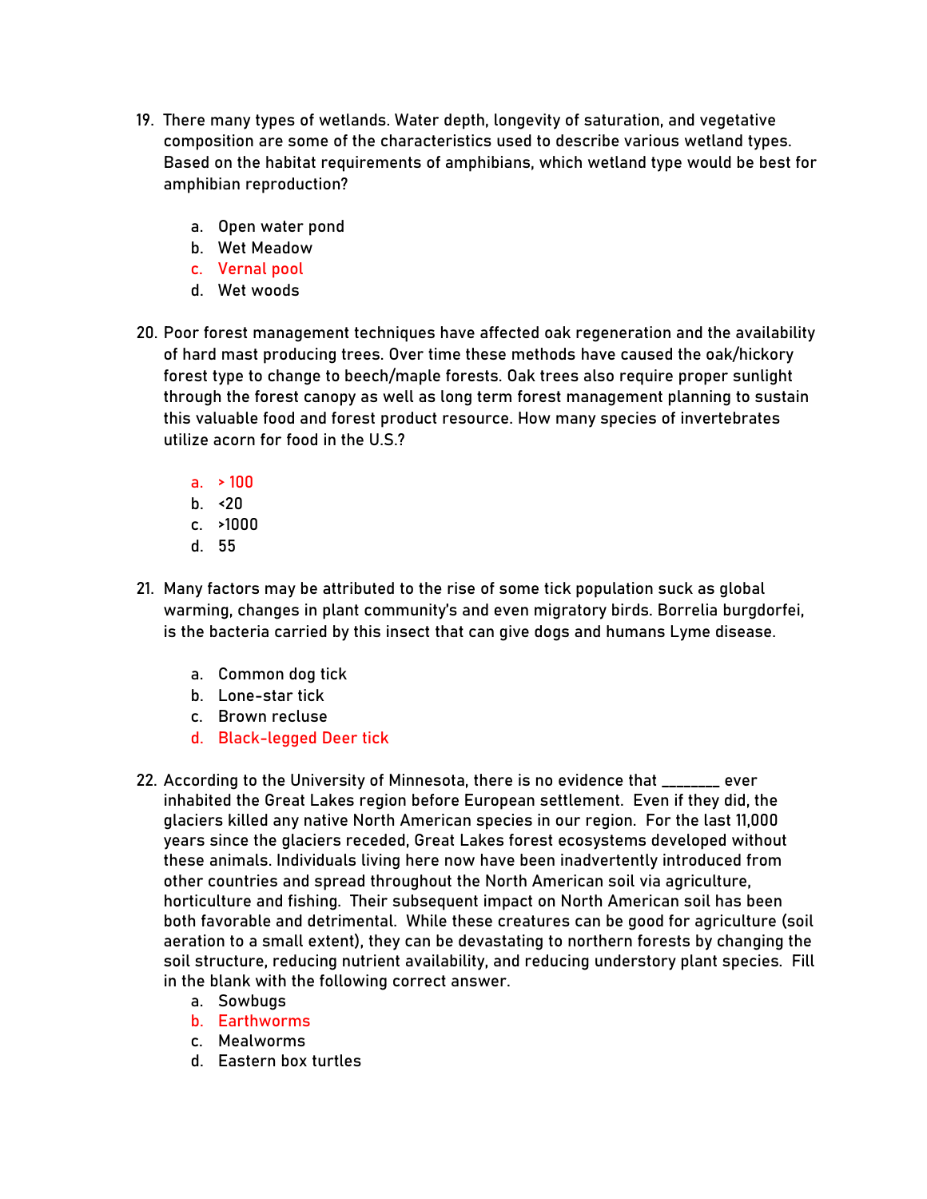19. There many types of wetlands. Water depth, longevity of saturation, and vegetative composition are some of the characteristics used to describe various wetland types. Based on the habitat requirements of amphibians, which wetland type would be best for amphibian reproduction?

    a. Open water pond
    b. Wet Meadow
    c. Vernal pool
    d. Wet woods

20. Poor forest management techniques have affected oak regeneration and the availability of hard mast producing trees. Over time these methods have caused the oak/hickory forest type to change to beech/maple forests. Oak trees also require proper sunlight through the forest canopy as well as long term forest management planning to sustain this valuable food and forest product resource. How many species of invertebrates utilize acorn for food in the U.S.?

    a. > 100
    b. <20
    c. >1000
    d. 55

21. Many factors may be attributed to the rise of some tick population suck as global warming, changes in plant community's and even migratory birds. Borrelia burgdorfei, is the bacteria carried by this insect that can give dogs and humans Lyme disease.

    a. Common dog tick
    b. Lone-star tick
    c. Brown recluse
    d. Black-legged Deer tick

22. According to the University of Minnesota, there is no evidence that ________ ever inhabited the Great Lakes region before European settlement. Even if they did, the glaciers killed any native North American species in our region. For the last 11,000 years since the glaciers receded, Great Lakes forest ecosystems developed without these animals. Individuals living here now have been inadvertently introduced from other countries and spread throughout the North American soil via agriculture, horticulture and fishing. Their subsequent impact on North American soil has been both favorable and detrimental. While these creatures can be good for agriculture (soil aeration to a small extent), they can be devastating to northern forests by changing the soil structure, reducing nutrient availability, and reducing understory plant species. Fill in the blank with the following correct answer.

    a. Sowbugs
    b. Earthworms
    c. Mealworms
    d. Eastern box turtles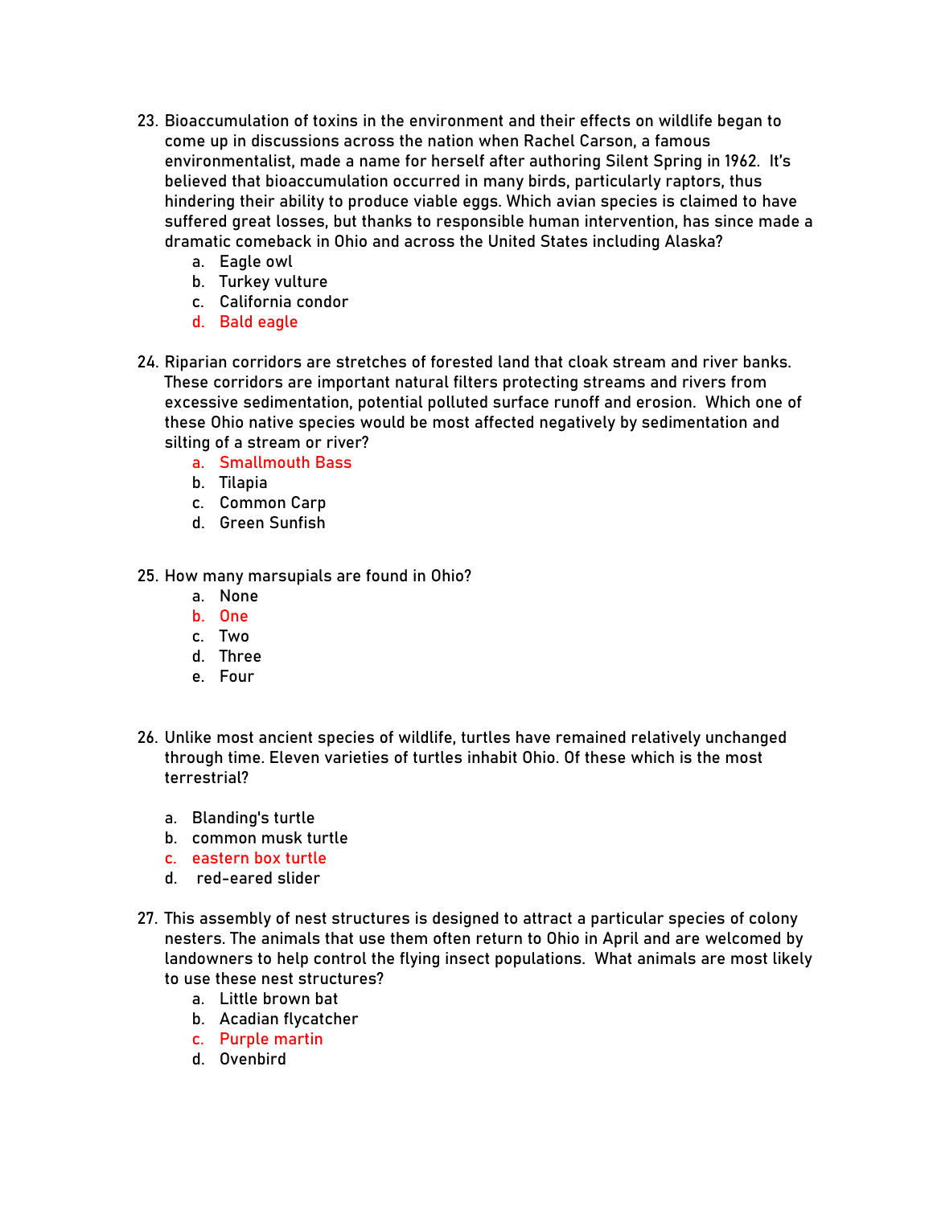23. Bioaccumulation of toxins in the environment and their effects on wildlife began to come up in discussions across the nation when Rachel Carson, a famous environmentalist, made a name for herself after authoring Silent Spring in 1962. It's believed that bioaccumulation occurred in many birds, particularly raptors, thus hindering their ability to produce viable eggs. Which avian species is claimed to have suffered great losses, but thanks to responsible human intervention, has since made a dramatic comeback in Ohio and across the United States including Alaska?
    a. Eagle owl
    b. Turkey vulture
    c. California condor
    d. Bald eagle

24. Riparian corridors are stretches of forested land that cloak stream and river banks. These corridors are important natural filters protecting streams and rivers from excessive sedimentation, potential polluted surface runoff and erosion. Which one of these Ohio native species would be most affected negatively by sedimentation and silting of a stream or river?
    a. Smallmouth Bass
    b. Tilapia
    c. Common Carp
    d. Green Sunfish

25. How many marsupials are found in Ohio?
    a. None
    b. One
    c. Two
    d. Three
    e. Four

26. Unlike most ancient species of wildlife, turtles have remained relatively unchanged through time. Eleven varieties of turtles inhabit Ohio. Of these which is the most terrestrial?

    a. Blanding's turtle
    b. common musk turtle
    c. eastern box turtle
    d. red-eared slider

27. This assembly of nest structures is designed to attract a particular species of colony nesters. The animals that use them often return to Ohio in April and are welcomed by landowners to help control the flying insect populations. What animals are most likely to use these nest structures?
    a. Little brown bat
    b. Acadian flycatcher
    c. Purple martin
    d. Ovenbird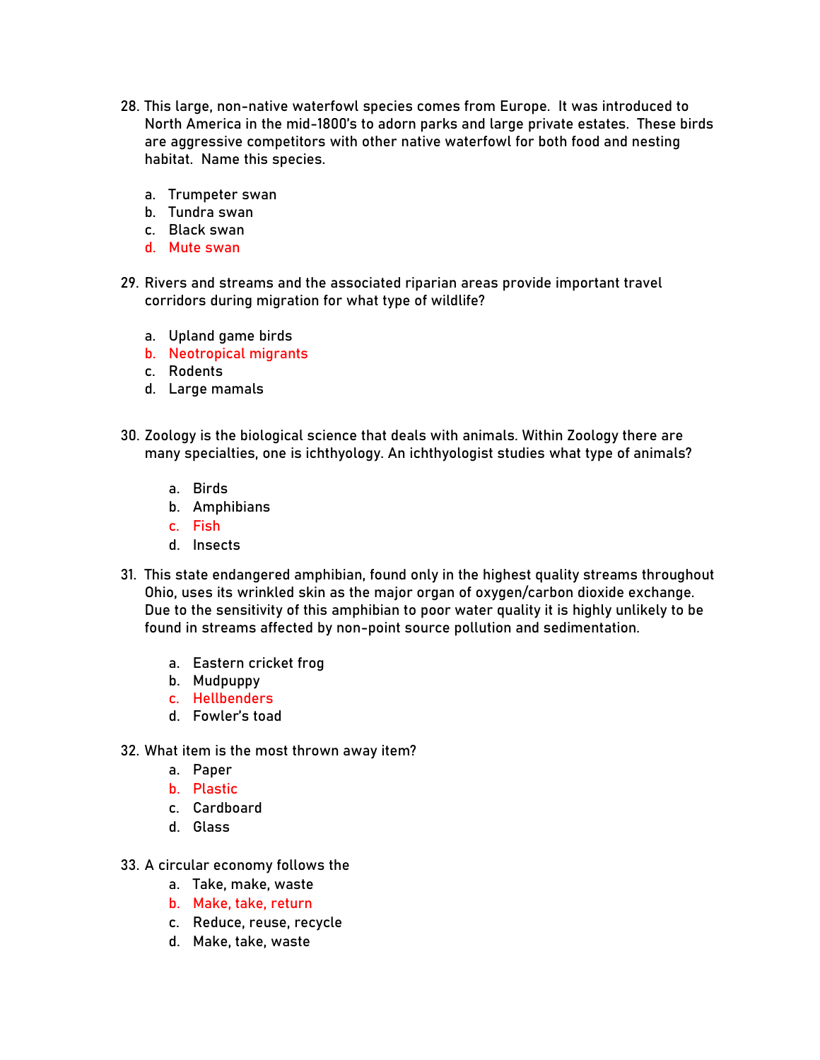28. This large, non-native waterfowl species comes from Europe. It was introduced to North America in the mid-1800's to adorn parks and large private estates. These birds are aggressive competitors with other native waterfowl for both food and nesting habitat. Name this species.

    a. Trumpeter swan
    b. Tundra swan
    c. Black swan
    d. Mute swan

29. Rivers and streams and the associated riparian areas provide important travel corridors during migration for what type of wildlife?

    a. Upland game birds
    b. Neotropical migrants
    c. Rodents
    d. Large mamals

30. Zoology is the biological science that deals with animals. Within Zoology there are many specialties, one is ichthyology. An ichthyologist studies what type of animals?

    a. Birds
    b. Amphibians
    c. Fish
    d. Insects

31. This state endangered amphibian, found only in the highest quality streams throughout Ohio, uses its wrinkled skin as the major organ of oxygen/carbon dioxide exchange. Due to the sensitivity of this amphibian to poor water quality it is highly unlikely to be found in streams affected by non-point source pollution and sedimentation.

    a. Eastern cricket frog
    b. Mudpuppy
    c. Hellbenders
    d. Fowler's toad

32. What item is the most thrown away item?
    a. Paper
    b. Plastic
    c. Cardboard
    d. Glass

33. A circular economy follows the
    a. Take, make, waste
    b. Make, take, return
    c. Reduce, reuse, recycle
    d. Make, take, waste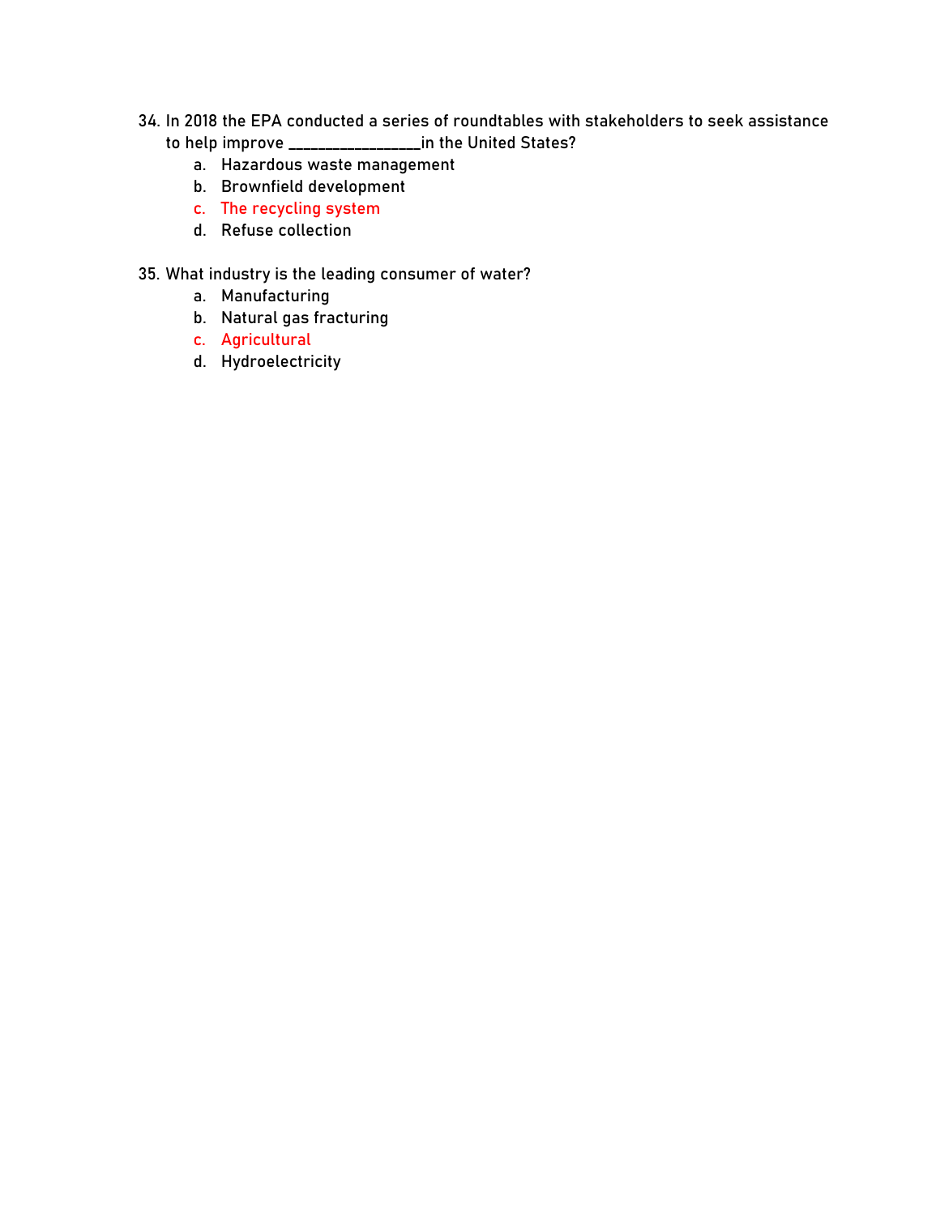34. In 2018 the EPA conducted a series of roundtables with stakeholders to seek assistance to help improve ________________in the United States?
    a. Hazardous waste management
    b. Brownfield development
    c. The recycling system
    d. Refuse collection

35. What industry is the leading consumer of water?
    a. Manufacturing
    b. Natural gas fracturing
    c. Agricultural
    d. Hydroelectricity